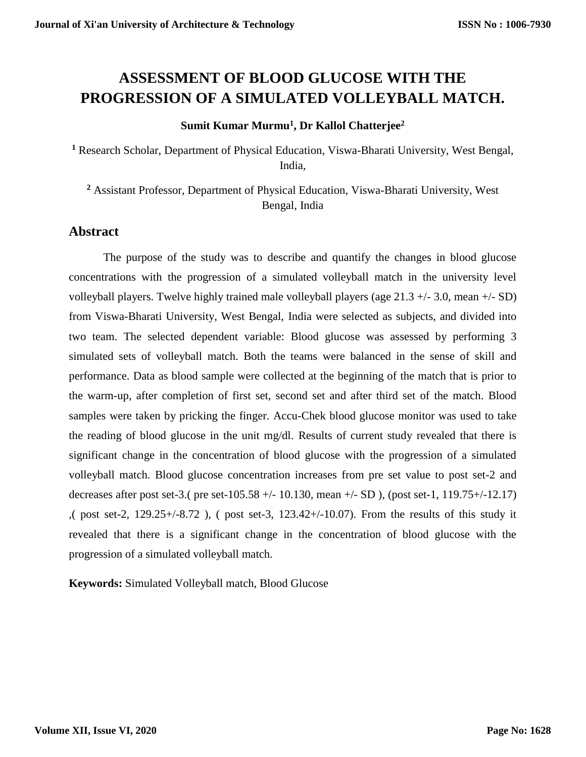# ASSESSMENT OF BLOOD GLUCOSE WITH THE PROGRESSION OF A SIMULATED VOLLEYBALL MATCH.

**Sumit Kumar Murmu[1], Dr Kallol Chatterjee[2]**

[1] Research Scholar, Department of Physical Education, Viswa-Bharati University, West Bengal, India,

[2] Assistant Professor, Department of Physical Education, Viswa-Bharati University, West Bengal, India

## Abstract

The purpose of the study was to describe and quantify the changes in blood glucose concentrations with the progression of a simulated volleyball match in the university level volleyball players. Twelve highly trained male volleyball players (age 21.3 +/- 3.0, mean +/- SD) from Viswa-Bharati University, West Bengal, India were selected as subjects, and divided into two team. The selected dependent variable: Blood glucose was assessed by performing 3 simulated sets of volleyball match. Both the teams were balanced in the sense of skill and performance. Data as blood sample were collected at the beginning of the match that is prior to the warm-up, after completion of first set, second set and after third set of the match. Blood samples were taken by pricking the finger. Accu-Chek blood glucose monitor was used to take the reading of blood glucose in the unit mg/dl. Results of current study revealed that there is significant change in the concentration of blood glucose with the progression of a simulated volleyball match. Blood glucose concentration increases from pre set value to post set-2 and decreases after post set-3.( pre set-105.58 +/- 10.130, mean +/- SD ), (post set-1, 119.75+/-12.17) ,( post set-2, 129.25+/-8.72 ), ( post set-3, 123.42+/-10.07). From the results of this study it revealed that there is a significant change in the concentration of blood glucose with the progression of a simulated volleyball match.

**Keywords:** Simulated Volleyball match, Blood Glucose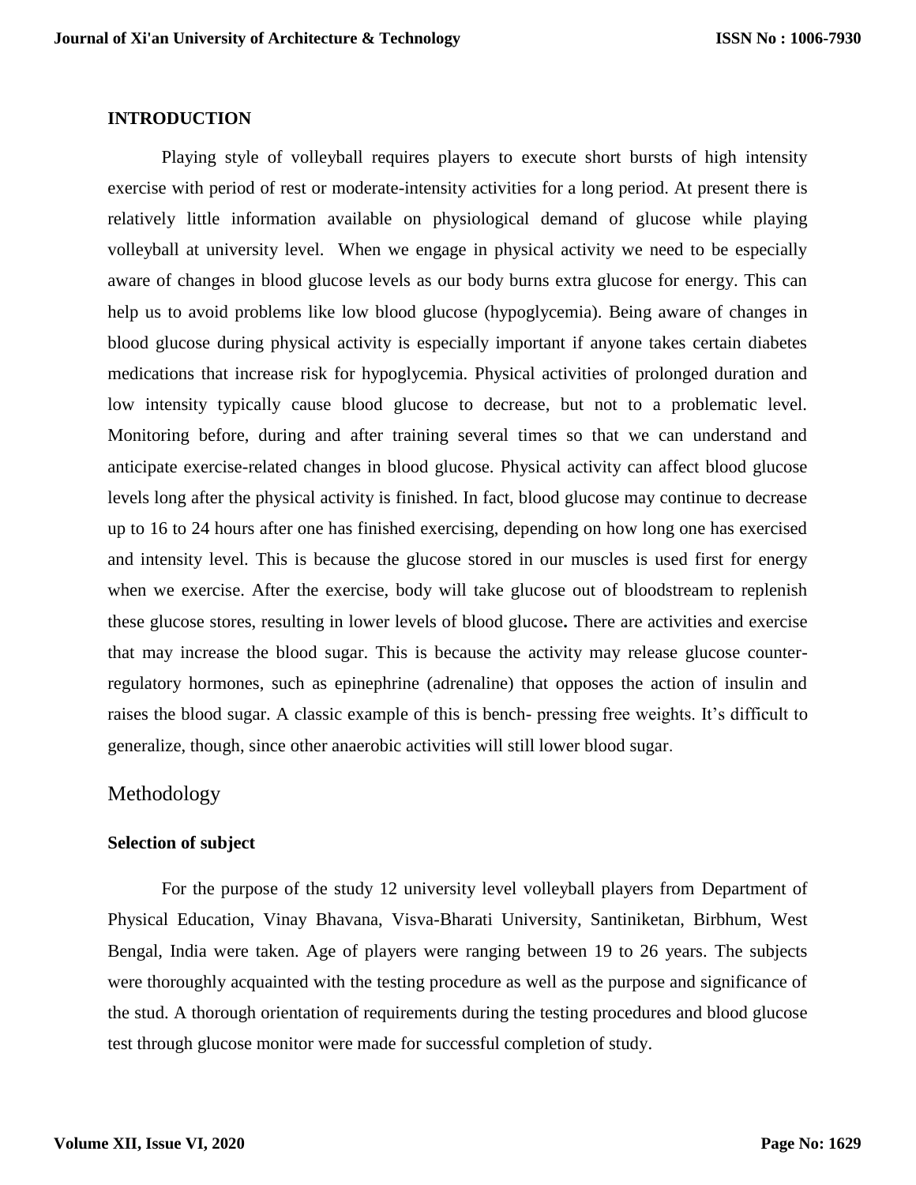## INTRODUCTION

Playing style of volleyball requires players to execute short bursts of high intensity exercise with period of rest or moderate-intensity activities for a long period. At present there is relatively little information available on physiological demand of glucose while playing volleyball at university level. When we engage in physical activity we need to be especially aware of changes in blood glucose levels as our body burns extra glucose for energy. This can help us to avoid problems like low blood glucose (hypoglycemia). Being aware of changes in blood glucose during physical activity is especially important if anyone takes certain diabetes medications that increase risk for hypoglycemia. Physical activities of prolonged duration and low intensity typically cause blood glucose to decrease, but not to a problematic level. Monitoring before, during and after training several times so that we can understand and anticipate exercise-related changes in blood glucose. Physical activity can affect blood glucose levels long after the physical activity is finished. In fact, blood glucose may continue to decrease up to 16 to 24 hours after one has finished exercising, depending on how long one has exercised and intensity level. This is because the glucose stored in our muscles is used first for energy when we exercise. After the exercise, body will take glucose out of bloodstream to replenish these glucose stores, resulting in lower levels of blood glucose**.** There are activities and exercise that may increase the blood sugar. This is because the activity may release glucose counter-regulatory hormones, such as epinephrine (adrenaline) that opposes the action of insulin and raises the blood sugar. A classic example of this is bench- pressing free weights. It's difficult to generalize, though, since other anaerobic activities will still lower blood sugar.

## Methodology

### Selection of subject

For the purpose of the study 12 university level volleyball players from Department of Physical Education, Vinay Bhavana, Visva-Bharati University, Santiniketan, Birbhum, West Bengal, India were taken. Age of players were ranging between 19 to 26 years. The subjects were thoroughly acquainted with the testing procedure as well as the purpose and significance of the stud. A thorough orientation of requirements during the testing procedures and blood glucose test through glucose monitor were made for successful completion of study.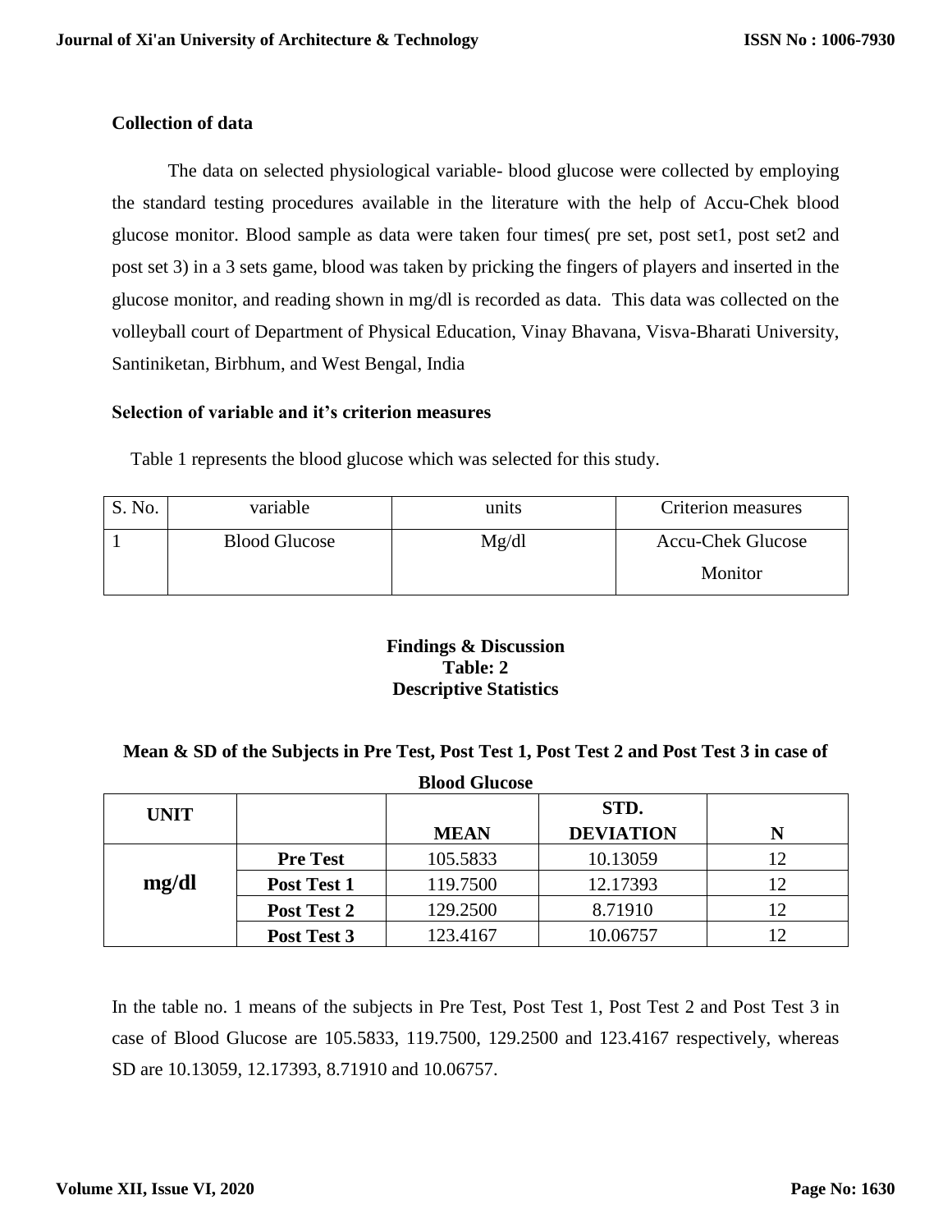**Collection of data**

The data on selected physiological variable- blood glucose were collected by employing the standard testing procedures available in the literature with the help of Accu-Chek blood glucose monitor. Blood sample as data were taken four times( pre set, post set1, post set2 and post set 3) in a 3 sets game, blood was taken by pricking the fingers of players and inserted in the glucose monitor, and reading shown in mg/dl is recorded as data. This data was collected on the volleyball court of Department of Physical Education, Vinay Bhavana, Visva-Bharati University, Santiniketan, Birbhum, and West Bengal, India

**Selection of variable and it's criterion measures**

Table 1 represents the blood glucose which was selected for this study.

| S. No. | variable | units | Criterion measures |
|---|---|---|---|
| 1 | Blood Glucose | Mg/dl | Accu-Chek Glucose Monitor |

**Findings & Discussion**
**Table: 2**
**Descriptive Statistics**

**Mean & SD of the Subjects in Pre Test, Post Test 1, Post Test 2 and Post Test 3 in case of Blood Glucose**

| UNIT | | MEAN | STD. DEVIATION | N |
|---|---|---|---|---|
| mg/dl | Pre Test | 105.5833 | 10.13059 | 12 |
| | Post Test 1 | 119.7500 | 12.17393 | 12 |
| | Post Test 2 | 129.2500 | 8.71910 | 12 |
| | Post Test 3 | 123.4167 | 10.06757 | 12 |

In the table no. 1 means of the subjects in Pre Test, Post Test 1, Post Test 2 and Post Test 3 in case of Blood Glucose are 105.5833, 119.7500, 129.2500 and 123.4167 respectively, whereas SD are 10.13059, 12.17393, 8.71910 and 10.06757.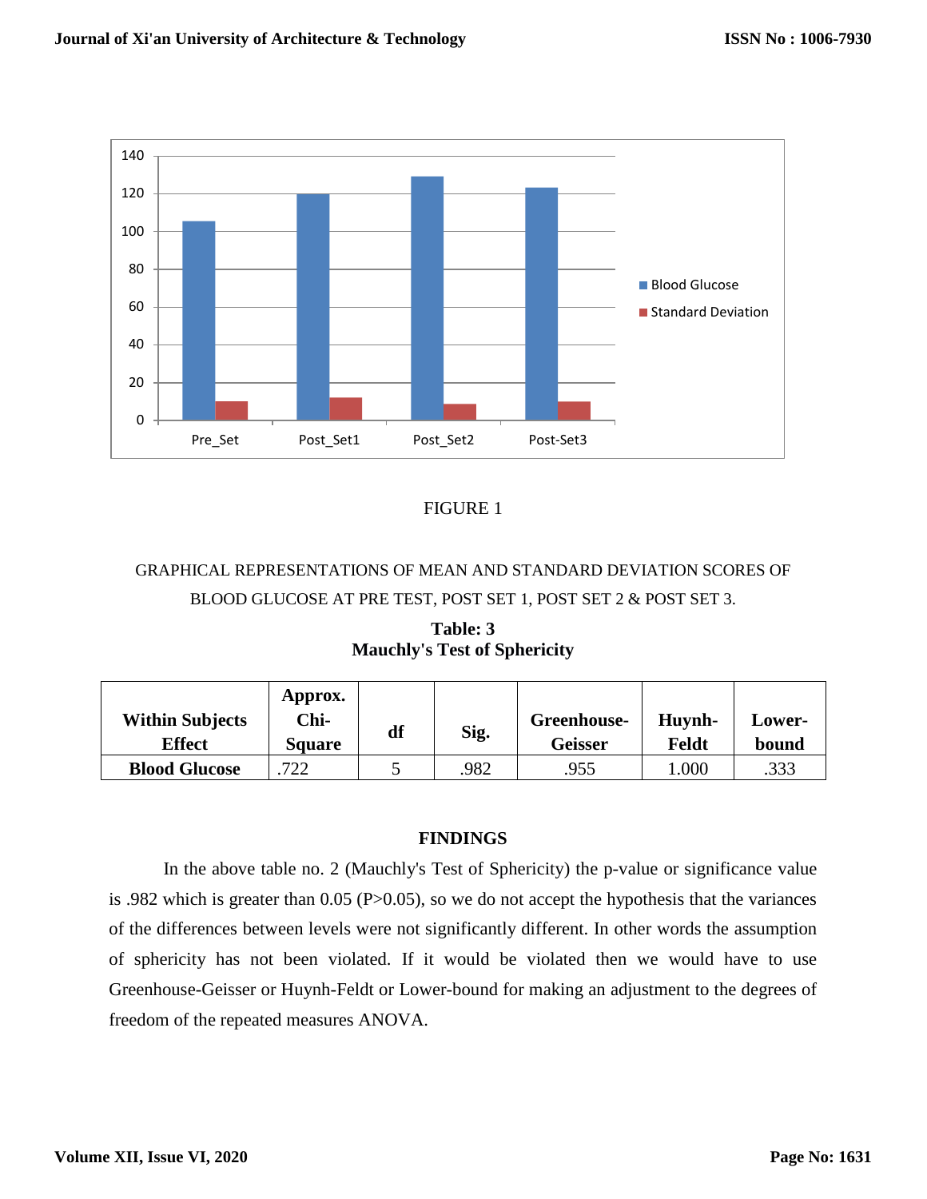FIGURE 1

GRAPHICAL REPRESENTATIONS OF MEAN AND STANDARD DEVIATION SCORES OF BLOOD GLUCOSE AT PRE TEST, POST SET 1, POST SET 2 & POST SET 3.

**Table: 3**
**Mauchly's Test of Sphericity**

| Within Subjects Effect | Approx. Chi-Square | df | Sig. | Greenhouse-Geisser | Huynh-Feldt | Lower-bound |
|---|---|---|---|---|---|---|
| **Blood Glucose** | .722 | 5 | .982 | .955 | 1.000 | .333 |

## FINDINGS

In the above table no. 2 (Mauchly's Test of Sphericity) the p-value or significance value is .982 which is greater than 0.05 (P>0.05), so we do not accept the hypothesis that the variances of the differences between levels were not significantly different. In other words the assumption of sphericity has not been violated. If it would be violated then we would have to use Greenhouse-Geisser or Huynh-Feldt or Lower-bound for making an adjustment to the degrees of freedom of the repeated measures ANOVA.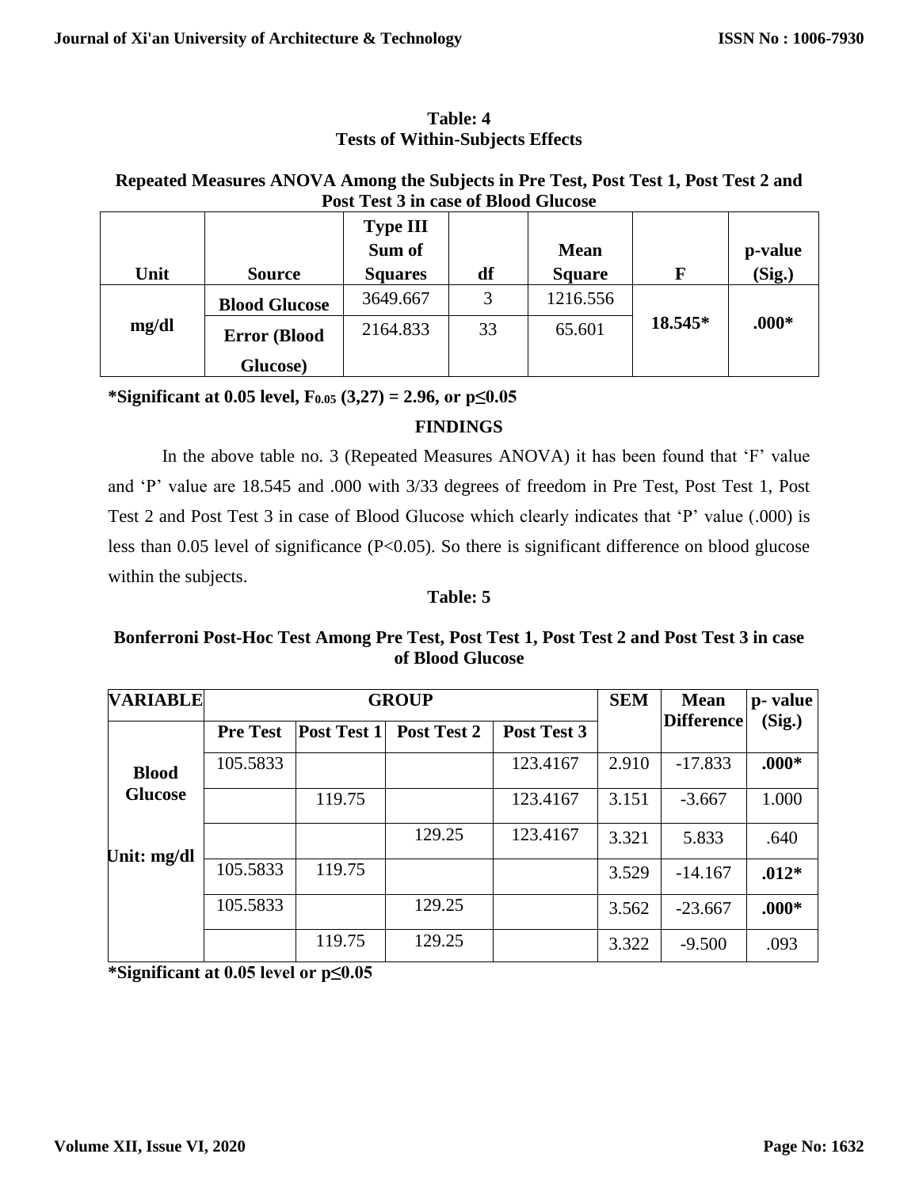**Table: 4**
**Tests of Within-Subjects Effects**

**Repeated Measures ANOVA Among the Subjects in Pre Test, Post Test 1, Post Test 2 and Post Test 3 in case of Blood Glucose**

| Unit | Source | Type III Sum of Squares | df | Mean Square | F | p-value (Sig.) |
|---|---|---|---|---|---|---|
| mg/dl | Blood Glucose | 3649.667 | 3 | 1216.556 | 18.545* | .000* |
| | Error (Blood Glucose) | 2164.833 | 33 | 65.601 | | |

**\*Significant at 0.05 level, $F_{0.05}$ (3,27) = 2.96, or p≤0.05**

**FINDINGS**

In the above table no. 3 (Repeated Measures ANOVA) it has been found that 'F' value and 'P' value are 18.545 and .000 with 3/33 degrees of freedom in Pre Test, Post Test 1, Post Test 2 and Post Test 3 in case of Blood Glucose which clearly indicates that 'P' value (.000) is less than 0.05 level of significance (P<0.05). So there is significant difference on blood glucose within the subjects.

**Table: 5**

**Bonferroni Post-Hoc Test Among Pre Test, Post Test 1, Post Test 2 and Post Test 3 in case of Blood Glucose**

| VARIABLE | GROUP | | | | SEM | Mean Difference | p- value (Sig.) |
|---|---|---|---|---|---|---|---|
| | Pre Test | Post Test 1 | Post Test 2 | Post Test 3 | | | |
| Blood Glucose | 105.5833 | | | 123.4167 | 2.910 | -17.833 | **.000*** |
| | | 119.75 | | 123.4167 | 3.151 | -3.667 | 1.000 |
| | | | 129.25 | 123.4167 | 3.321 | 5.833 | .640 |
| Unit: mg/dl | 105.5833 | 119.75 | | | 3.529 | -14.167 | **.012*** |
| | 105.5833 | | 129.25 | | 3.562 | -23.667 | **.000*** |
| | | 119.75 | 129.25 | | 3.322 | -9.500 | .093 |

**\*Significant at 0.05 level or p≤0.05**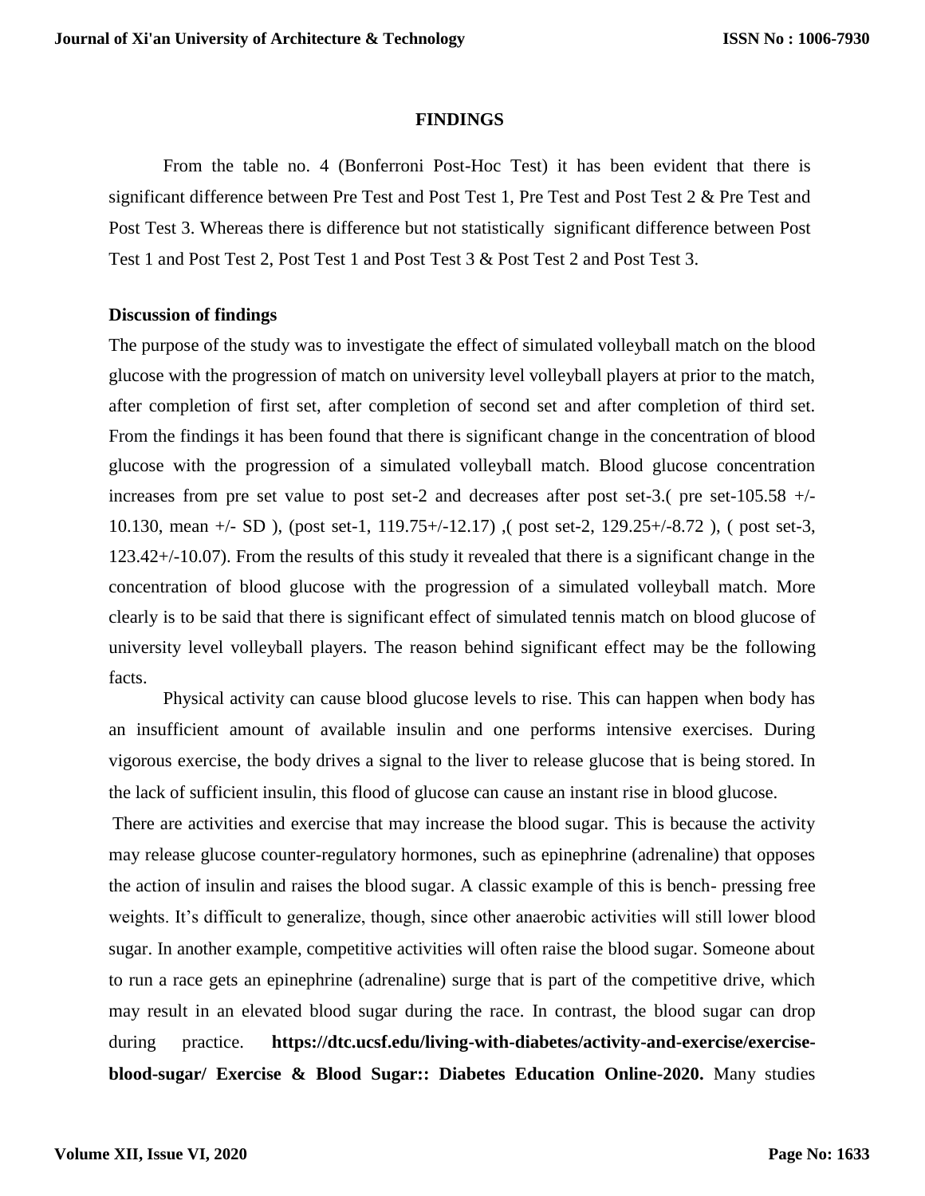**FINDINGS**

From the table no. 4 (Bonferroni Post-Hoc Test) it has been evident that there is significant difference between Pre Test and Post Test 1, Pre Test and Post Test 2 & Pre Test and Post Test 3. Whereas there is difference but not statistically significant difference between Post Test 1 and Post Test 2, Post Test 1 and Post Test 3 & Post Test 2 and Post Test 3.

**Discussion of findings**

The purpose of the study was to investigate the effect of simulated volleyball match on the blood glucose with the progression of match on university level volleyball players at prior to the match, after completion of first set, after completion of second set and after completion of third set. From the findings it has been found that there is significant change in the concentration of blood glucose with the progression of a simulated volleyball match. Blood glucose concentration increases from pre set value to post set-2 and decreases after post set-3.( pre set-105.58 +/- 10.130, mean +/- SD ), (post set-1, 119.75+/-12.17) ,( post set-2, 129.25+/-8.72 ), ( post set-3, 123.42+/-10.07). From the results of this study it revealed that there is a significant change in the concentration of blood glucose with the progression of a simulated volleyball match. More clearly is to be said that there is significant effect of simulated tennis match on blood glucose of university level volleyball players. The reason behind significant effect may be the following facts.

Physical activity can cause blood glucose levels to rise. This can happen when body has an insufficient amount of available insulin and one performs intensive exercises. During vigorous exercise, the body drives a signal to the liver to release glucose that is being stored. In the lack of sufficient insulin, this flood of glucose can cause an instant rise in blood glucose.

There are activities and exercise that may increase the blood sugar. This is because the activity may release glucose counter-regulatory hormones, such as epinephrine (adrenaline) that opposes the action of insulin and raises the blood sugar. A classic example of this is bench- pressing free weights. It's difficult to generalize, though, since other anaerobic activities will still lower blood sugar. In another example, competitive activities will often raise the blood sugar. Someone about to run a race gets an epinephrine (adrenaline) surge that is part of the competitive drive, which may result in an elevated blood sugar during the race. In contrast, the blood sugar can drop during practice. **https://dtc.ucsf.edu/living-with-diabetes/activity-and-exercise/exercise-blood-sugar/ Exercise & Blood Sugar:: Diabetes Education Online-2020.** Many studies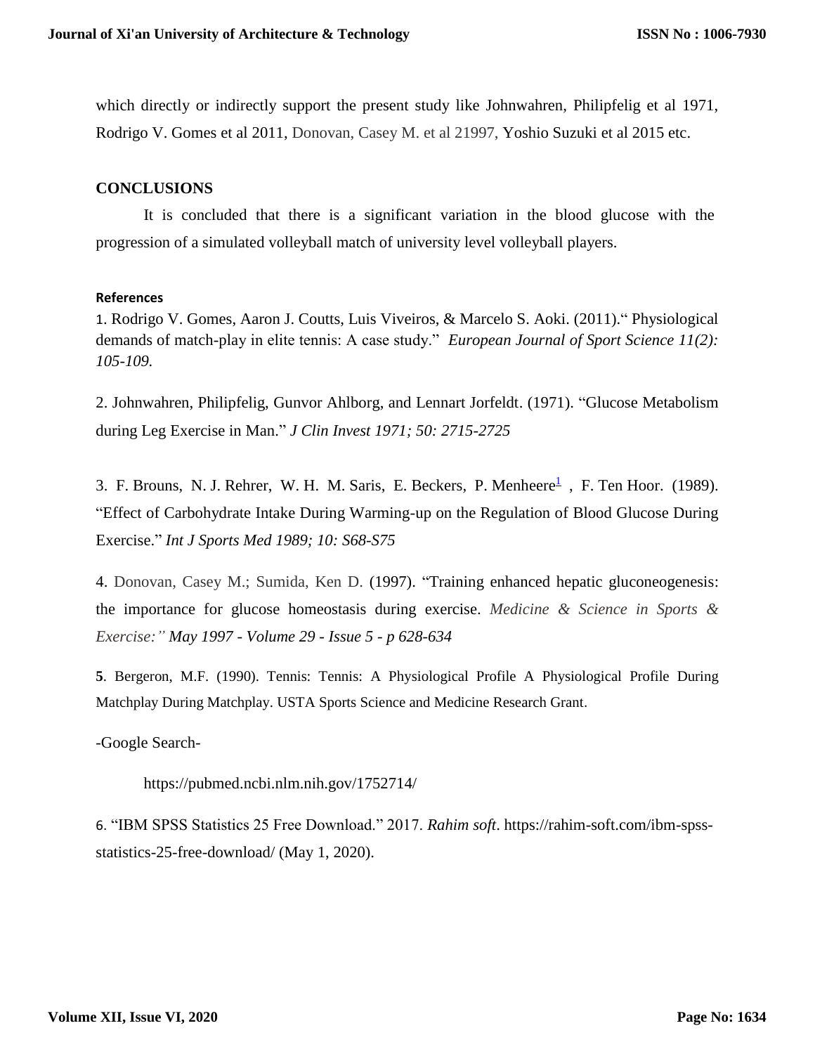which directly or indirectly support the present study like Johnwahren, Philipfelig et al 1971, Rodrigo V. Gomes et al 2011, Donovan, Casey M. et al 21997, Yoshio Suzuki et al 2015 etc.

## CONCLUSIONS

It is concluded that there is a significant variation in the blood glucose with the progression of a simulated volleyball match of university level volleyball players.

### References

1. Rodrigo V. Gomes, Aaron J. Coutts, Luis Viveiros, & Marcelo S. Aoki. (2011).“ Physiological demands of match-play in elite tennis: A case study.” *European Journal of Sport Science 11(2): 105-109.*

2. Johnwahren, Philipfelig, Gunvor Ahlborg, and Lennart Jorfeldt. (1971). “Glucose Metabolism during Leg Exercise in Man.” *J Clin Invest 1971; 50: 2715-2725*

3. F. Brouns, N. J. Rehrer, W. H. M. Saris, E. Beckers, P. Menheere[1] , F. Ten Hoor. (1989). “Effect of Carbohydrate Intake During Warming-up on the Regulation of Blood Glucose During Exercise.” *Int J Sports Med 1989; 10: S68-S75*

4. Donovan, Casey M.; Sumida, Ken D. (1997). “Training enhanced hepatic gluconeogenesis: the importance for glucose homeostasis during exercise. *Medicine & Science in Sports & Exercise:” May 1997 - Volume 29 - Issue 5 - p 628-634*

**5**. Bergeron, M.F. (1990). Tennis: Tennis: A Physiological Profile A Physiological Profile During Matchplay During Matchplay. USTA Sports Science and Medicine Research Grant.

-Google Search-

https://pubmed.ncbi.nlm.nih.gov/1752714/

6. “IBM SPSS Statistics 25 Free Download.” 2017. *Rahim soft*. https://rahim-soft.com/ibm-spss-statistics-25-free-download/ (May 1, 2020).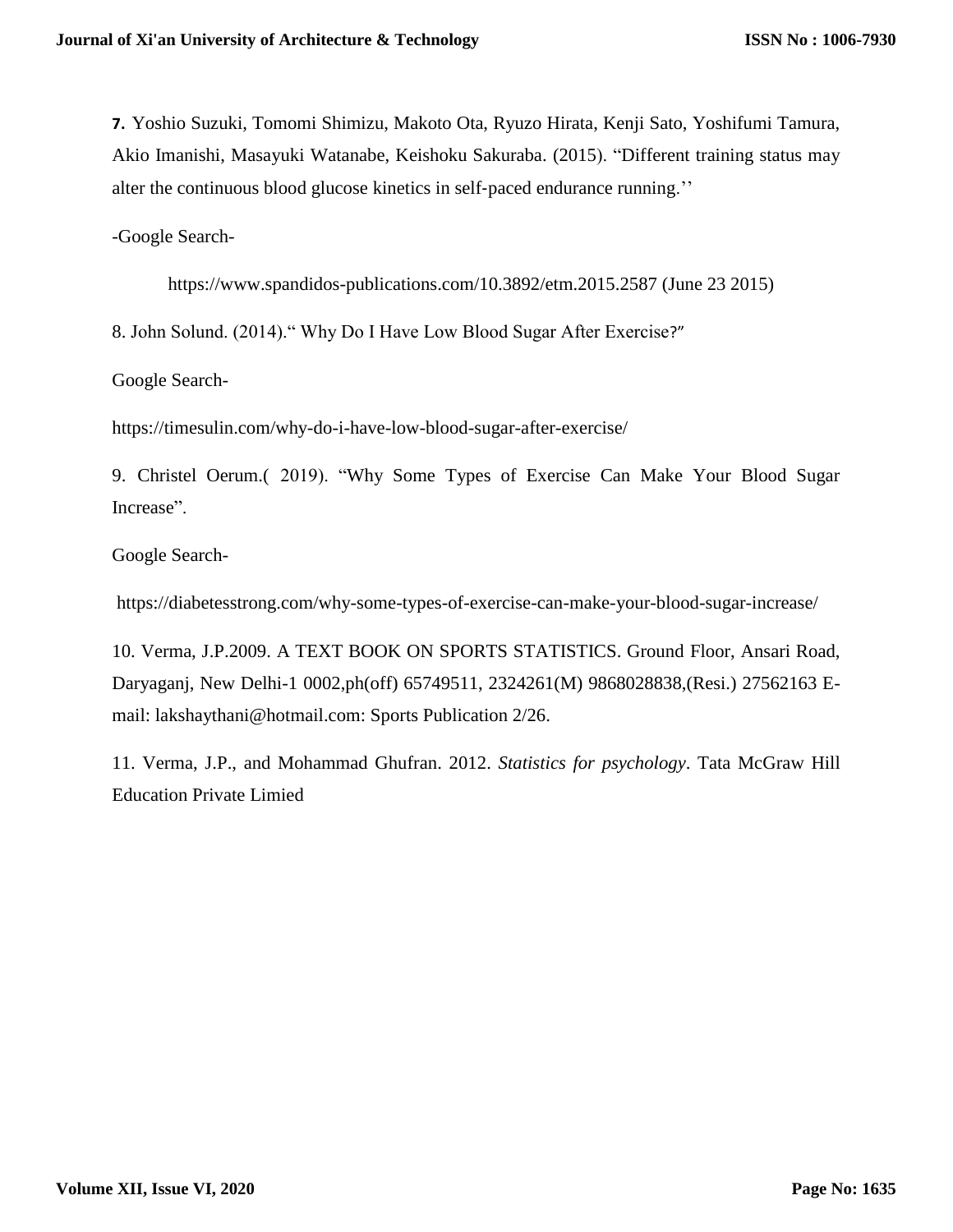**7.** Yoshio Suzuki, Tomomi Shimizu, Makoto Ota, Ryuzo Hirata, Kenji Sato, Yoshifumi Tamura, Akio Imanishi, Masayuki Watanabe, Keishoku Sakuraba. (2015). “Different training status may alter the continuous blood glucose kinetics in self-paced endurance running.’’

-Google Search-

https://www.spandidos-publications.com/10.3892/etm.2015.2587 (June 23 2015)

8. John Solund. (2014).“ Why Do I Have Low Blood Sugar After Exercise?″

Google Search-

https://timesulin.com/why-do-i-have-low-blood-sugar-after-exercise/

9. Christel Oerum.( 2019). “Why Some Types of Exercise Can Make Your Blood Sugar Increase”.

Google Search-

https://diabetesstrong.com/why-some-types-of-exercise-can-make-your-blood-sugar-increase/

10. Verma, J.P.2009. A TEXT BOOK ON SPORTS STATISTICS. Ground Floor, Ansari Road, Daryaganj, New Delhi-1 0002,ph(off) 65749511, 2324261(M) 9868028838,(Resi.) 27562163 E-mail: lakshaythani@hotmail.com: Sports Publication 2/26.

11. Verma, J.P., and Mohammad Ghufran. 2012. *Statistics for psychology*. Tata McGraw Hill Education Private Limied